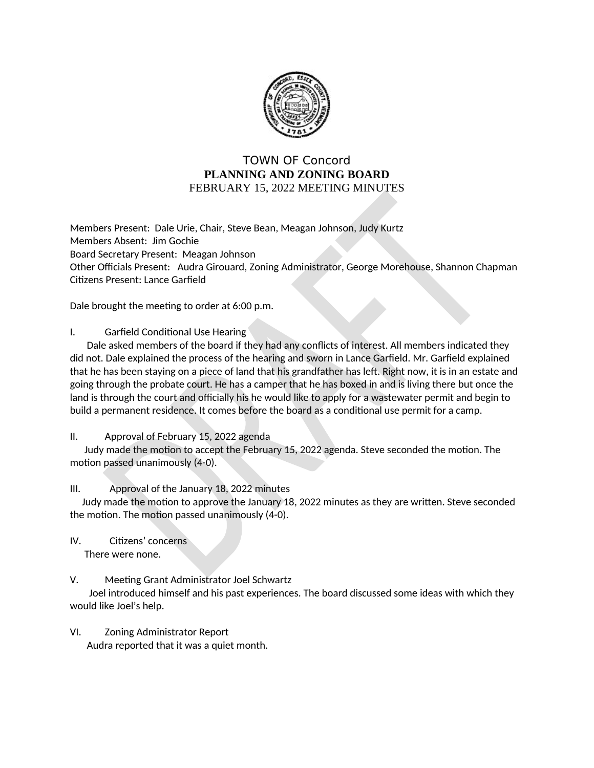# TOWN OF Concord
## PLANNING AND ZONING BOARD
### FEBRUARY 15, 2022 MEETING MINUTES

Members Present: Dale Urie, Chair, Steve Bean, Meagan Johnson, Judy Kurtz
Members Absent: Jim Gochie
Board Secretary Present: Meagan Johnson
Other Officials Present: Audra Girouard, Zoning Administrator, George Morehouse, Shannon Chapman
Citizens Present: Lance Garfield

Dale brought the meeting to order at 6:00 p.m.

I. Garfield Conditional Use Hearing

Dale asked members of the board if they had any conflicts of interest. All members indicated they did not. Dale explained the process of the hearing and sworn in Lance Garfield. Mr. Garfield explained that he has been staying on a piece of land that his grandfather has left. Right now, it is in an estate and going through the probate court. He has a camper that he has boxed in and is living there but once the land is through the court and officially his he would like to apply for a wastewater permit and begin to build a permanent residence. It comes before the board as a conditional use permit for a camp.

II. Approval of February 15, 2022 agenda

Judy made the motion to accept the February 15, 2022 agenda. Steve seconded the motion. The motion passed unanimously (4-0).

III. Approval of the January 18, 2022 minutes

Judy made the motion to approve the January 18, 2022 minutes as they are written. Steve seconded the motion. The motion passed unanimously (4-0).

IV. Citizens' concerns

There were none.

V. Meeting Grant Administrator Joel Schwartz

Joel introduced himself and his past experiences. The board discussed some ideas with which they would like Joel's help.

VI. Zoning Administrator Report

Audra reported that it was a quiet month.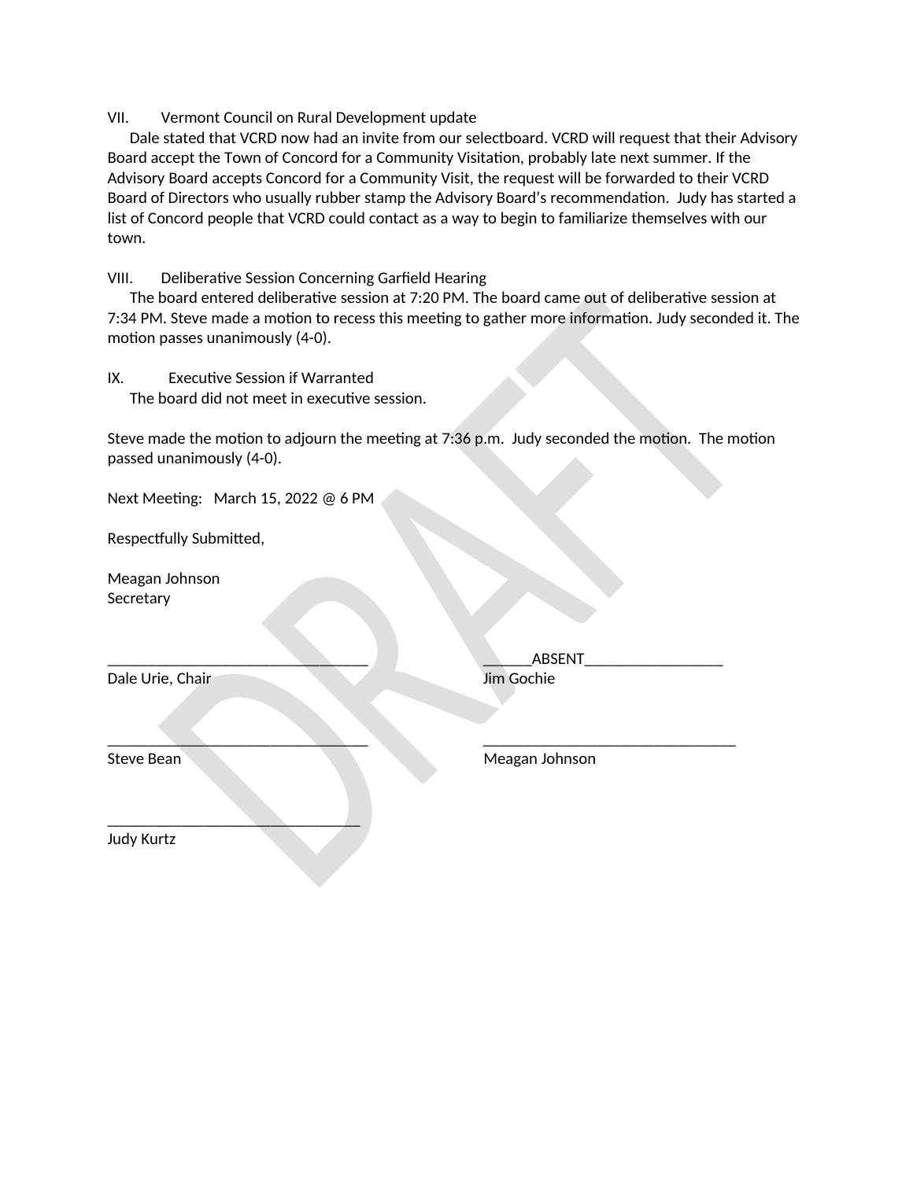VII. Vermont Council on Rural Development update

Dale stated that VCRD now had an invite from our selectboard. VCRD will request that their Advisory Board accept the Town of Concord for a Community Visitation, probably late next summer. If the Advisory Board accepts Concord for a Community Visit, the request will be forwarded to their VCRD Board of Directors who usually rubber stamp the Advisory Board's recommendation. Judy has started a list of Concord people that VCRD could contact as a way to begin to familiarize themselves with our town.

VIII. Deliberative Session Concerning Garfield Hearing

The board entered deliberative session at 7:20 PM. The board came out of deliberative session at 7:34 PM. Steve made a motion to recess this meeting to gather more information. Judy seconded it. The motion passes unanimously (4-0).

IX. Executive Session if Warranted

The board did not meet in executive session.

Steve made the motion to adjourn the meeting at 7:36 p.m. Judy seconded the motion. The motion passed unanimously (4-0).

Next Meeting: March 15, 2022 @ 6 PM

Respectfully Submitted,

Meagan Johnson
Secretary

_________________________________
Dale Urie, Chair

______ABSENT_________________
Jim Gochie

_________________________________
Steve Bean

________________________________
Meagan Johnson

________________________________
Judy Kurtz

DRAFT